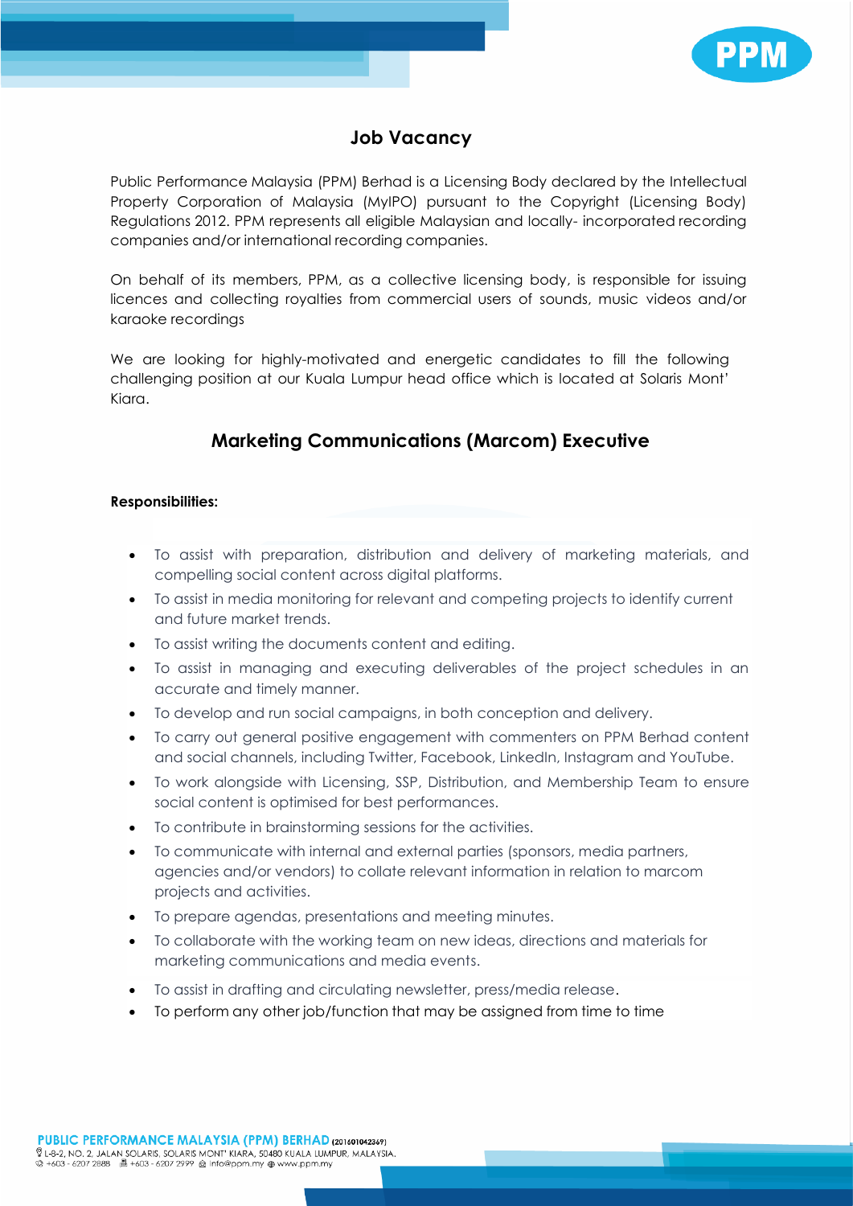# Job Vacancy

Public Performance Malaysia (PPM) Berhad is a Licensing Body declared by the Intellectual Property Corporation of Malaysia (MyIPO) pursuant to the Copyright (Licensing Body) Regulations 2012. PPM represents all eligible Malaysian and locally- incorporated recording companies and/or international recording companies.

On behalf of its members, PPM, as a collective licensing body, is responsible for issuing licences and collecting royalties from commercial users of sounds, music videos and/or karaoke recordings

We are looking for highly-motivated and energetic candidates to fill the following challenging position at our Kuala Lumpur head office which is located at Solaris Mont' Kiara.

## Marketing Communications (Marcom) Executive

**Responsibilities:**

- To assist with preparation, distribution and delivery of marketing materials, and compelling social content across digital platforms.
- To assist in media monitoring for relevant and competing projects to identify current and future market trends.
- To assist writing the documents content and editing.
- To assist in managing and executing deliverables of the project schedules in an accurate and timely manner.
- To develop and run social campaigns, in both conception and delivery.
- To carry out general positive engagement with commenters on PPM Berhad content and social channels, including Twitter, Facebook, LinkedIn, Instagram and YouTube.
- To work alongside with Licensing, SSP, Distribution, and Membership Team to ensure social content is optimised for best performances.
- To contribute in brainstorming sessions for the activities.
- To communicate with internal and external parties (sponsors, media partners, agencies and/or vendors) to collate relevant information in relation to marcom projects and activities.
- To prepare agendas, presentations and meeting minutes.
- To collaborate with the working team on new ideas, directions and materials for marketing communications and media events.
- To assist in drafting and circulating newsletter, press/media release.
- To perform any other job/function that may be assigned from time to time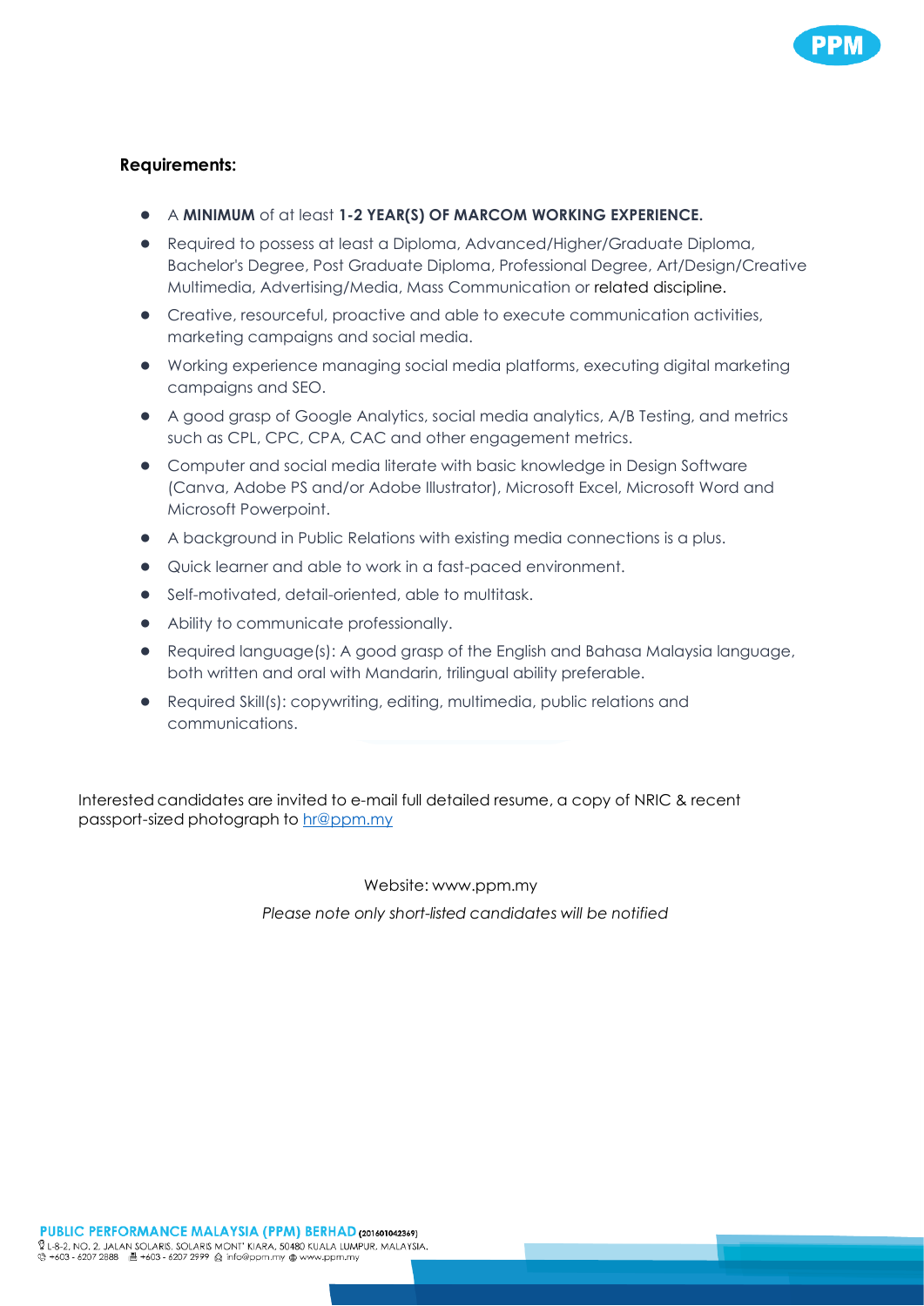**Requirements:**

- A **MINIMUM** of at least **1-2 YEAR(S) OF MARCOM WORKING EXPERIENCE.**
- Required to possess at least a Diploma, Advanced/Higher/Graduate Diploma, Bachelor's Degree, Post Graduate Diploma, Professional Degree, Art/Design/Creative Multimedia, Advertising/Media, Mass Communication or related discipline.
- Creative, resourceful, proactive and able to execute communication activities, marketing campaigns and social media.
- Working experience managing social media platforms, executing digital marketing campaigns and SEO.
- A good grasp of Google Analytics, social media analytics, A/B Testing, and metrics such as CPL, CPC, CPA, CAC and other engagement metrics.
- Computer and social media literate with basic knowledge in Design Software (Canva, Adobe PS and/or Adobe Illustrator), Microsoft Excel, Microsoft Word and Microsoft Powerpoint.
- A background in Public Relations with existing media connections is a plus.
- Quick learner and able to work in a fast-paced environment.
- Self-motivated, detail-oriented, able to multitask.
- Ability to communicate professionally.
- Required language(s): A good grasp of the English and Bahasa Malaysia language, both written and oral with Mandarin, trilingual ability preferable.
- Required Skill(s): copywriting, editing, multimedia, public relations and communications.

Interested candidates are invited to e-mail full detailed resume, a copy of NRIC & recent passport-sized photograph to hr@ppm.my

Website: www.ppm.my

*Please note only short-listed candidates will be notified*